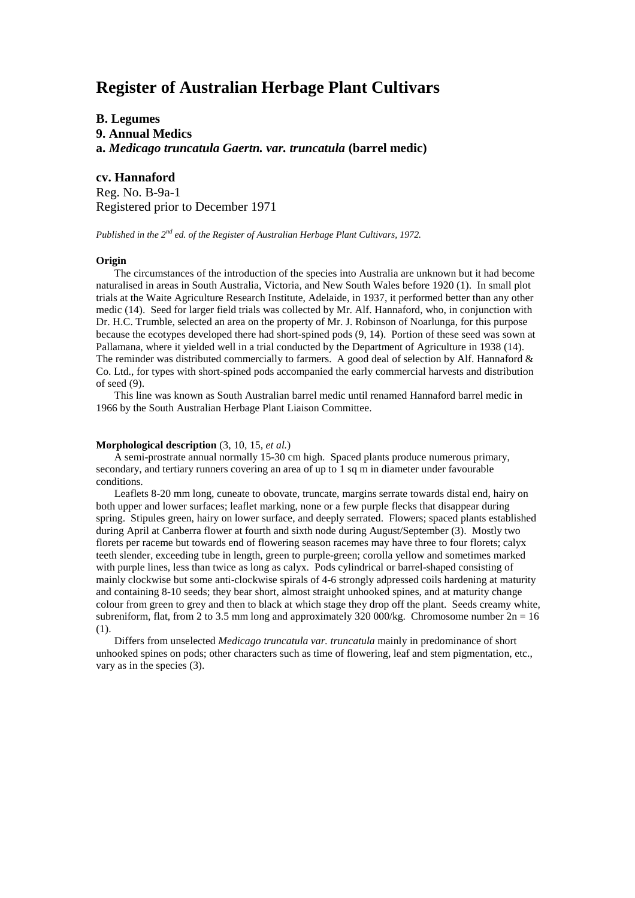# Register of Australian Herbage Plant Cultivars

**B. Legumes**
**9. Annual Medics**
**a.** ***Medicago truncatula Gaertn. var. truncatula*** **(barrel medic)**

## cv. Hannaford

Reg. No. B-9a-1
Registered prior to December 1971

*Published in the 2nd ed. of the Register of Australian Herbage Plant Cultivars, 1972.*

**Origin**

The circumstances of the introduction of the species into Australia are unknown but it had become naturalised in areas in South Australia, Victoria, and New South Wales before 1920 (1). In small plot trials at the Waite Agriculture Research Institute, Adelaide, in 1937, it performed better than any other medic (14). Seed for larger field trials was collected by Mr. Alf. Hannaford, who, in conjunction with Dr. H.C. Trumble, selected an area on the property of Mr. J. Robinson of Noarlunga, for this purpose because the ecotypes developed there had short-spined pods (9, 14). Portion of these seed was sown at Pallamana, where it yielded well in a trial conducted by the Department of Agriculture in 1938 (14). The reminder was distributed commercially to farmers. A good deal of selection by Alf. Hannaford & Co. Ltd., for types with short-spined pods accompanied the early commercial harvests and distribution of seed (9).

This line was known as South Australian barrel medic until renamed Hannaford barrel medic in 1966 by the South Australian Herbage Plant Liaison Committee.

**Morphological description** (3, 10, 15, *et al.*)

A semi-prostrate annual normally 15-30 cm high. Spaced plants produce numerous primary, secondary, and tertiary runners covering an area of up to 1 sq m in diameter under favourable conditions.

Leaflets 8-20 mm long, cuneate to obovate, truncate, margins serrate towards distal end, hairy on both upper and lower surfaces; leaflet marking, none or a few purple flecks that disappear during spring. Stipules green, hairy on lower surface, and deeply serrated. Flowers; spaced plants established during April at Canberra flower at fourth and sixth node during August/September (3). Mostly two florets per raceme but towards end of flowering season racemes may have three to four florets; calyx teeth slender, exceeding tube in length, green to purple-green; corolla yellow and sometimes marked with purple lines, less than twice as long as calyx. Pods cylindrical or barrel-shaped consisting of mainly clockwise but some anti-clockwise spirals of 4-6 strongly adpressed coils hardening at maturity and containing 8-10 seeds; they bear short, almost straight unhooked spines, and at maturity change colour from green to grey and then to black at which stage they drop off the plant. Seeds creamy white, subreniform, flat, from 2 to 3.5 mm long and approximately 320 000/kg. Chromosome number $2n = 16$ (1).

Differs from unselected *Medicago truncatula var. truncatula* mainly in predominance of short unhooked spines on pods; other characters such as time of flowering, leaf and stem pigmentation, etc., vary as in the species (3).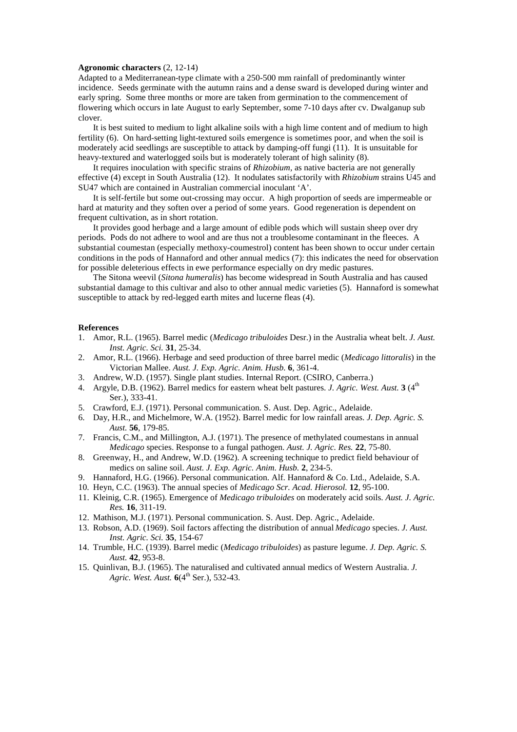**Agronomic characters** (2, 12-14)

Adapted to a Mediterranean-type climate with a 250-500 mm rainfall of predominantly winter incidence. Seeds germinate with the autumn rains and a dense sward is developed during winter and early spring. Some three months or more are taken from germination to the commencement of flowering which occurs in late August to early September, some 7-10 days after cv. Dwalganup sub clover.

It is best suited to medium to light alkaline soils with a high lime content and of medium to high fertility (6). On hard-setting light-textured soils emergence is sometimes poor, and when the soil is moderately acid seedlings are susceptible to attack by damping-off fungi (11). It is unsuitable for heavy-textured and waterlogged soils but is moderately tolerant of high salinity (8).

It requires inoculation with specific strains of *Rhizobium*, as native bacteria are not generally effective (4) except in South Australia (12). It nodulates satisfactorily with *Rhizobium* strains U45 and SU47 which are contained in Australian commercial inoculant 'A'.

It is self-fertile but some out-crossing may occur. A high proportion of seeds are impermeable or hard at maturity and they soften over a period of some years. Good regeneration is dependent on frequent cultivation, as in short rotation.

It provides good herbage and a large amount of edible pods which will sustain sheep over dry periods. Pods do not adhere to wool and are thus not a troublesome contaminant in the fleeces. A substantial coumestan (especially methoxy-coumestrol) content has been shown to occur under certain conditions in the pods of Hannaford and other annual medics (7): this indicates the need for observation for possible deleterious effects in ewe performance especially on dry medic pastures.

The Sitona weevil (*Sitona humeralis*) has become widespread in South Australia and has caused substantial damage to this cultivar and also to other annual medic varieties (5). Hannaford is somewhat susceptible to attack by red-legged earth mites and lucerne fleas (4).

**References**

1. Amor, R.L. (1965). Barrel medic (*Medicago tribuloides* Desr.) in the Australia wheat belt. *J. Aust. Inst. Agric. Sci.* **31**, 25-34.
2. Amor, R.L. (1966). Herbage and seed production of three barrel medic (*Medicago littoralis*) in the Victorian Mallee. *Aust. J. Exp. Agric. Anim. Husb.* **6**, 361-4.
3. Andrew, W.D. (1957). Single plant studies. Internal Report. (CSIRO, Canberra.)
4. Argyle, D.B. (1962). Barrel medics for eastern wheat belt pastures. *J. Agric. West. Aust.* **3** (4th Ser.), 333-41.
5. Crawford, E.J. (1971). Personal communication. S. Aust. Dep. Agric., Adelaide.
6. Day, H.R., and Michelmore, W.A. (1952). Barrel medic for low rainfall areas. *J. Dep. Agric. S. Aust.* **56**, 179-85.
7. Francis, C.M., and Millington, A.J. (1971). The presence of methylated coumestans in annual *Medicago* species. Response to a fungal pathogen. *Aust. J. Agric. Res.* **22**, 75-80.
8. Greenway, H., and Andrew, W.D. (1962). A screening technique to predict field behaviour of medics on saline soil. *Aust. J. Exp. Agric. Anim. Husb.* **2**, 234-5.
9. Hannaford, H.G. (1966). Personal communication. Alf. Hannaford & Co. Ltd., Adelaide, S.A.
10. Heyn, C.C. (1963). The annual species of *Medicago Scr. Acad. Hierosol.* **12**, 95-100.
11. Kleinig, C.R. (1965). Emergence of *Medicago tribuloides* on moderately acid soils. *Aust. J. Agric. Res.* **16**, 311-19.
12. Mathison, M.J. (1971). Personal communication. S. Aust. Dep. Agric., Adelaide.
13. Robson, A.D. (1969). Soil factors affecting the distribution of annual *Medicago* species. *J. Aust. Inst. Agric. Sci.* **35**, 154-67
14. Trumble, H.C. (1939). Barrel medic (*Medicago tribuloides*) as pasture legume. *J. Dep. Agric. S. Aust.* **42**, 953-8.
15. Quinlivan, B.J. (1965). The naturalised and cultivated annual medics of Western Australia. *J. Agric. West. Aust.* **6**(4th Ser.), 532-43.